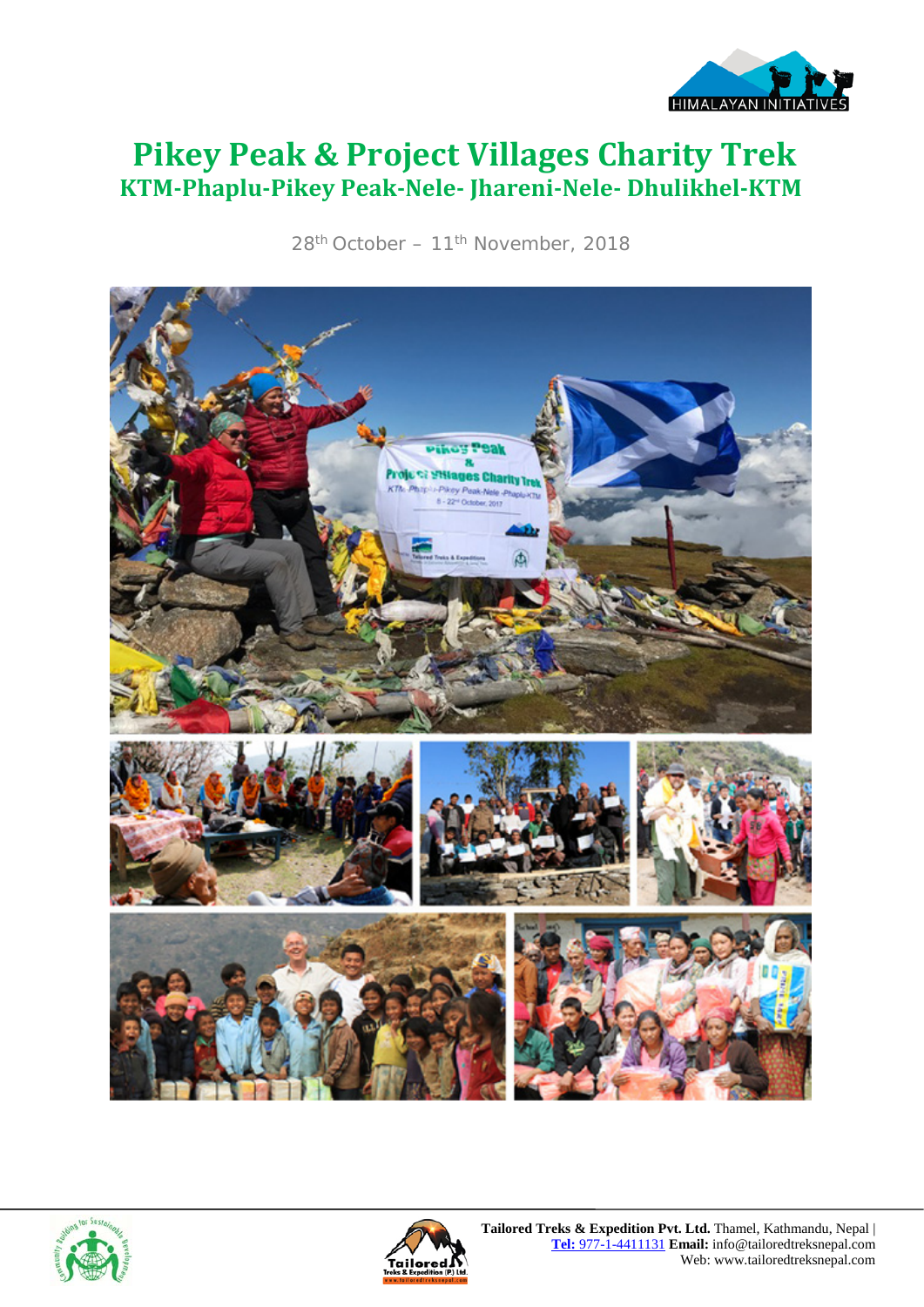# Pikey Peak & Project Villages Charity Trek

## KTM-Phaplu-Pikey Peak-Nele- Jhareni-Nele- Dhulikhel-KTM

28th October – 11th November, 2018

**Tailored Treks & Expedition Pvt. Ltd.** Thamel, Kathmandu, Nepal | **Tel:** 977-1-4411131 **Email:** info@tailoredtreksnepal.com Web: www.tailoredtreksnepal.com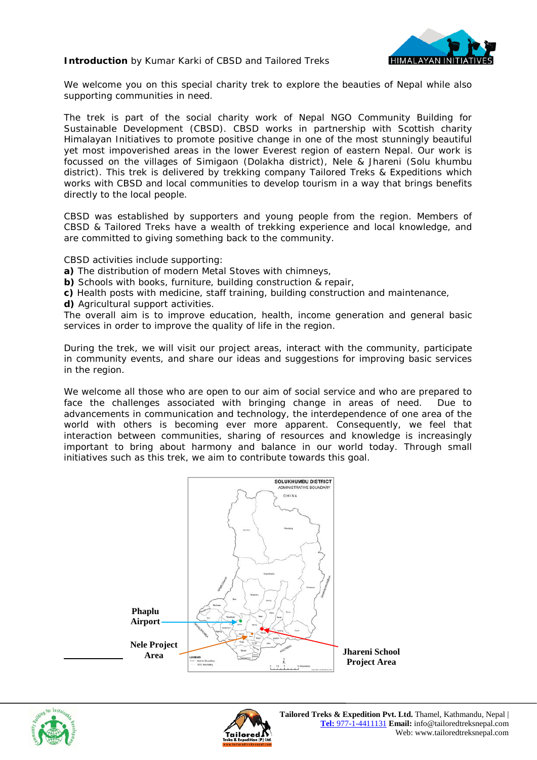**Introduction** by Kumar Karki of CBSD and Tailored Treks

We welcome you on this special charity trek to explore the beauties of Nepal while also supporting communities in need.

The trek is part of the social charity work of Nepal NGO Community Building for Sustainable Development (CBSD). CBSD works in partnership with Scottish charity Himalayan Initiatives to promote positive change in one of the most stunningly beautiful yet most impoverished areas in the lower Everest region of eastern Nepal. Our work is focussed on the villages of Simigaon (Dolakha district), Nele & Jhareni (Solu khumbu district). This trek is delivered by trekking company Tailored Treks & Expeditions which works with CBSD and local communities to develop tourism in a way that brings benefits directly to the local people.

CBSD was established by supporters and young people from the region. Members of CBSD & Tailored Treks have a wealth of trekking experience and local knowledge, and are committed to giving something back to the community.

CBSD activities include supporting:

**a)** The distribution of modern Metal Stoves with chimneys,
**b)** Schools with books, furniture, building construction & repair,
**c)** Health posts with medicine, staff training, building construction and maintenance,
**d)** Agricultural support activities.

The overall aim is to improve education, health, income generation and general basic services in order to improve the quality of life in the region.

During the trek, we will visit our project areas, interact with the community, participate in community events, and share our ideas and suggestions for improving basic services in the region.

We welcome all those who are open to our aim of social service and who are prepared to face the challenges associated with bringing change in areas of need. Due to advancements in communication and technology, the interdependence of one area of the world with others is becoming ever more apparent. Consequently, we feel that interaction between communities, sharing of resources and knowledge is increasingly important to bring about harmony and balance in our world today. Through small initiatives such as this trek, we aim to contribute towards this goal.

**Phaplu Airport**

**Nele Project Area**

**Jhareni School Project Area**

Tailored Treks & Expedition Pvt. Ltd. Thamel, Kathmandu, Nepal | Tel: 977-1-4411131 Email: info@tailoredtreksnepal.com Web: www.tailoredtreksnepal.com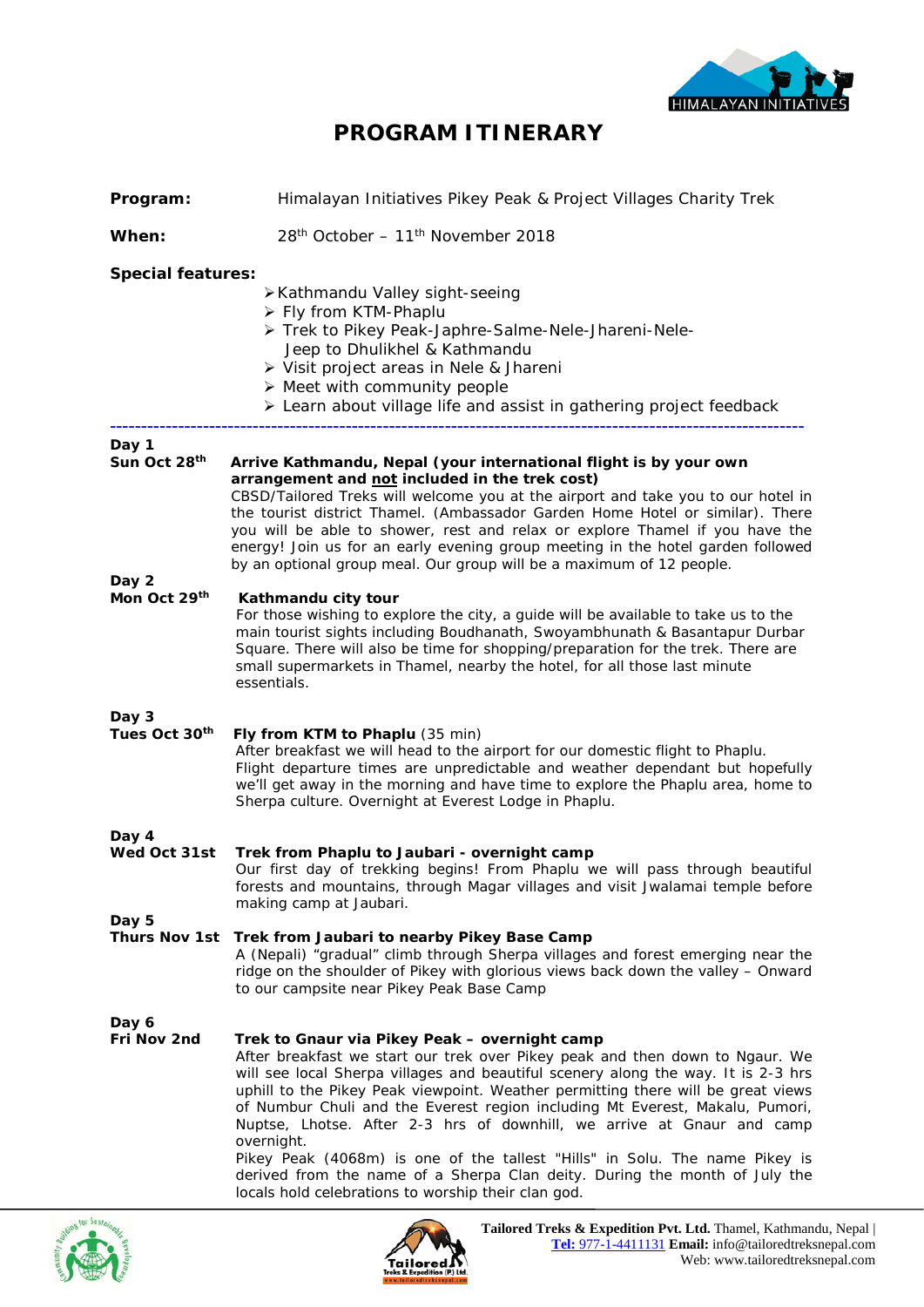# PROGRAM ITINERARY

**Program:** Himalayan Initiatives Pikey Peak & Project Villages Charity Trek

**When:** 28th October – 11th November 2018

**Special features:**

- Kathmandu Valley sight-seeing
- Fly from KTM-Phaplu
- Trek to Pikey Peak-Japhre-Salme-Nele-Jhareni-Nele-Jeep to Dhulikhel & Kathmandu
- Visit project areas in Nele & Jhareni
- Meet with community people
- Learn about village life and assist in gathering project feedback

---

**Day 1**
**Sun Oct 28th**

**Arrive Kathmandu, Nepal (your international flight is by your own arrangement and not included in the trek cost)**
CBSD/Tailored Treks will welcome you at the airport and take you to our hotel in the tourist district Thamel. (Ambassador Garden Home Hotel or similar). There you will be able to shower, rest and relax or explore Thamel if you have the energy! Join us for an early evening group meeting in the hotel garden followed by an optional group meal. Our group will be a maximum of 12 people.

**Day 2**
**Mon Oct 29th**

**Kathmandu city tour**
For those wishing to explore the city, a guide will be available to take us to the main tourist sights including Boudhanath, Swoyambhunath & Basantapur Durbar Square. There will also be time for shopping/preparation for the trek. There are small supermarkets in Thamel, nearby the hotel, for all those last minute essentials.

**Day 3**
**Tues Oct 30th**

**Fly from KTM to Phaplu** (35 min)
After breakfast we will head to the airport for our domestic flight to Phaplu. Flight departure times are unpredictable and weather dependant but hopefully we'll get away in the morning and have time to explore the Phaplu area, home to Sherpa culture. Overnight at Everest Lodge in Phaplu.

**Day 4**
**Wed Oct 31st**

**Trek from Phaplu to Jaubari - overnight camp**
Our first day of trekking begins! From Phaplu we will pass through beautiful forests and mountains, through Magar villages and visit Jwalamai temple before making camp at Jaubari.

**Day 5**
**Thurs Nov 1st**

**Trek from Jaubari to nearby Pikey Base Camp**
A (Nepali) "gradual" climb through Sherpa villages and forest emerging near the ridge on the shoulder of Pikey with glorious views back down the valley – Onward to our campsite near Pikey Peak Base Camp

**Day 6**
**Fri Nov 2nd**

**Trek to Gnaur via Pikey Peak – overnight camp**
After breakfast we start our trek over Pikey peak and then down to Ngaur. We will see local Sherpa villages and beautiful scenery along the way. It is 2-3 hrs uphill to the Pikey Peak viewpoint. Weather permitting there will be great views of Numbur Chuli and the Everest region including Mt Everest, Makalu, Pumori, Nuptse, Lhotse. After 2-3 hrs of downhill, we arrive at Gnaur and camp overnight.
Pikey Peak (4068m) is one of the tallest "Hills" in Solu. The name Pikey is derived from the name of a Sherpa Clan deity. During the month of July the locals hold celebrations to worship their clan god.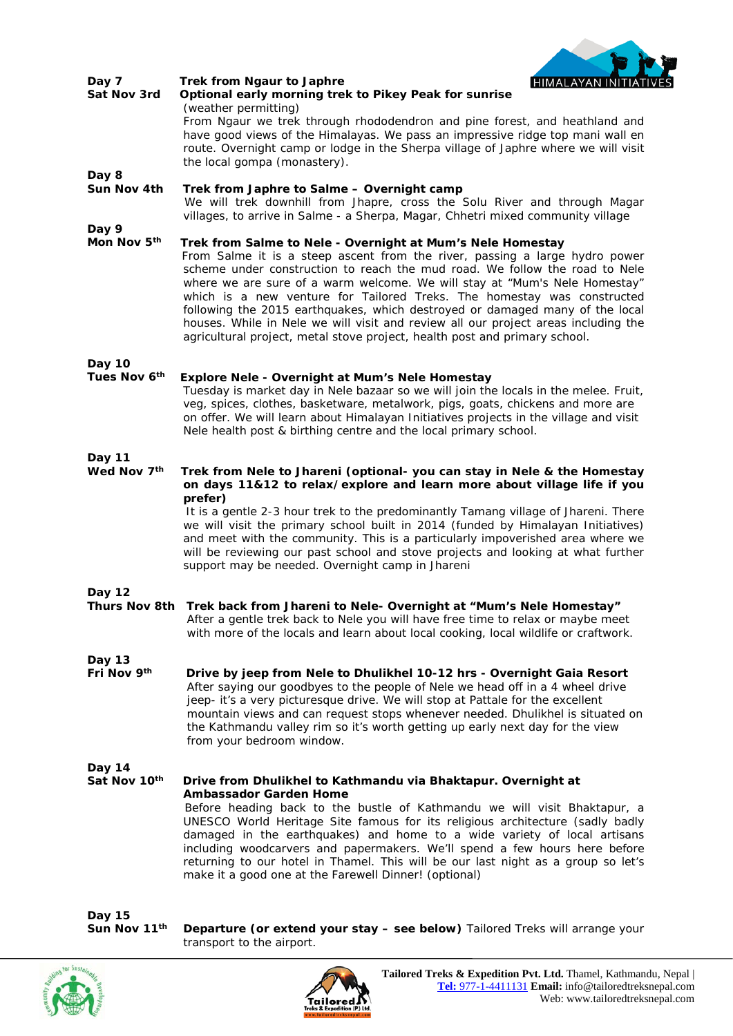**Day 7**
**Sat Nov 3rd**

**Trek from Ngaur to Japhre**
**Optional early morning trek to Pikey Peak for sunrise**
(weather permitting)
From Ngaur we trek through rhododendron and pine forest, and heathland and have good views of the Himalayas. We pass an impressive ridge top mani wall en route. Overnight camp or lodge in the Sherpa village of Japhre where we will visit the local gompa (monastery).

**Day 8**
**Sun Nov 4th**

**Trek from Japhre to Salme – Overnight camp**
We will trek downhill from Jhapre, cross the Solu River and through Magar villages, to arrive in Salme - a Sherpa, Magar, Chhetri mixed community village

**Day 9**
**Mon Nov 5th**

**Trek from Salme to Nele - Overnight at Mum's Nele Homestay**
From Salme it is a steep ascent from the river, passing a large hydro power scheme under construction to reach the mud road. We follow the road to Nele where we are sure of a warm welcome. We will stay at "Mum's Nele Homestay" which is a new venture for Tailored Treks. The homestay was constructed following the 2015 earthquakes, which destroyed or damaged many of the local houses. While in Nele we will visit and review all our project areas including the agricultural project, metal stove project, health post and primary school.

**Day 10**
**Tues Nov 6th**

**Explore Nele - Overnight at Mum's Nele Homestay**
Tuesday is market day in Nele bazaar so we will join the locals in the melee. Fruit, veg, spices, clothes, basketware, metalwork, pigs, goats, chickens and more are on offer. We will learn about Himalayan Initiatives projects in the village and visit Nele health post & birthing centre and the local primary school.

**Day 11**
**Wed Nov 7th**

**Trek from Nele to Jhareni (optional- you can stay in Nele & the Homestay on days 11&12 to relax/explore and learn more about village life if you prefer)**
It is a gentle 2-3 hour trek to the predominantly Tamang village of Jhareni. There we will visit the primary school built in 2014 (funded by Himalayan Initiatives) and meet with the community. This is a particularly impoverished area where we will be reviewing our past school and stove projects and looking at what further support may be needed. Overnight camp in Jhareni

**Day 12**
**Thurs Nov 8th**

**Trek back from Jhareni to Nele- Overnight at "Mum's Nele Homestay"**
After a gentle trek back to Nele you will have free time to relax or maybe meet with more of the locals and learn about local cooking, local wildlife or craftwork.

**Day 13**
**Fri Nov 9th**

**Drive by jeep from Nele to Dhulikhel 10-12 hrs - Overnight Gaia Resort**
After saying our goodbyes to the people of Nele we head off in a 4 wheel drive jeep- it's a very picturesque drive. We will stop at Pattale for the excellent mountain views and can request stops whenever needed. Dhulikhel is situated on the Kathmandu valley rim so it's worth getting up early next day for the view from your bedroom window.

**Day 14**
**Sat Nov 10th**

**Drive from Dhulikhel to Kathmandu via Bhaktapur. Overnight at Ambassador Garden Home**
Before heading back to the bustle of Kathmandu we will visit Bhaktapur, a UNESCO World Heritage Site famous for its religious architecture (sadly badly damaged in the earthquakes) and home to a wide variety of local artisans including woodcarvers and papermakers. We'll spend a few hours here before returning to our hotel in Thamel. This will be our last night as a group so let's make it a good one at the Farewell Dinner! (optional)

**Day 15**
**Sun Nov 11th**

**Departure (or extend your stay – see below)** Tailored Treks will arrange your transport to the airport.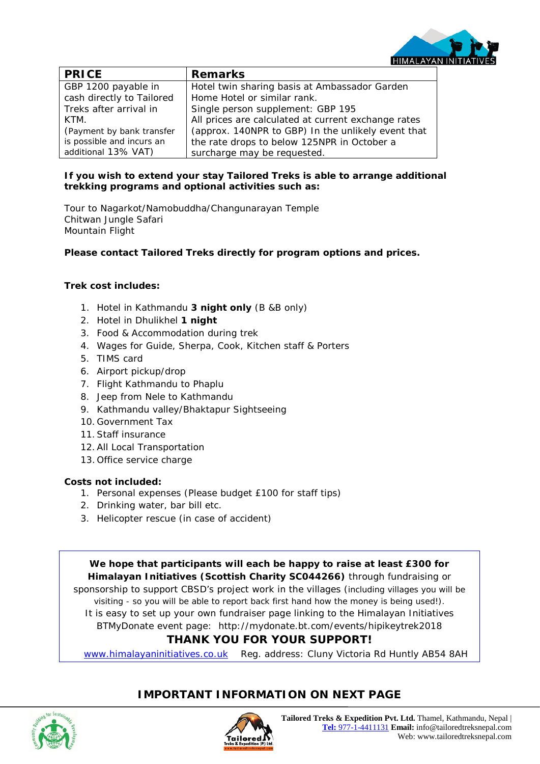| PRICE | Remarks |
|---|---|
| GBP 1200 payable in cash directly to Tailored Treks after arrival in KTM. (Payment by bank transfer is possible and incurs an additional 13% VAT) | Hotel twin sharing basis at Ambassador Garden Home Hotel or similar rank. Single person supplement: GBP 195 All prices are calculated at current exchange rates (approx. 140NPR to GBP) In the unlikely event that the rate drops to below 125NPR in October a surcharge may be requested. |

**If you wish to extend your stay Tailored Treks is able to arrange additional trekking programs and optional activities such as:**

Tour to Nagarkot/Namobuddha/Changunarayan Temple
Chitwan Jungle Safari
Mountain Flight

**Please contact Tailored Treks directly for program options and prices.**

**Trek cost includes:**

1. Hotel in Kathmandu **3 night only** (B &B only)
2. Hotel in Dhulikhel **1 night**
3. Food & Accommodation during trek
4. Wages for Guide, Sherpa, Cook, Kitchen staff & Porters
5. TIMS card
6. Airport pickup/drop
7. Flight Kathmandu to Phaplu
8. Jeep from Nele to Kathmandu
9. Kathmandu valley/Bhaktapur Sightseeing
10. Government Tax
11. Staff insurance
12. All Local Transportation
13. Office service charge

**Costs not included:**

1. Personal expenses (Please budget £100 for staff tips)
2. Drinking water, bar bill etc.
3. Helicopter rescue (in case of accident)

**We hope that participants will each be happy to raise at least £300 for Himalayan Initiatives (Scottish Charity SC044266)** through fundraising or sponsorship to support CBSD's project work in the villages (including villages you will be visiting - so you will be able to report back first hand how the money is being used!).
It is easy to set up your own fundraiser page linking to the Himalayan Initiatives BTMyDonate event page: http://mydonate.bt.com/events/hipikeytrek2018

**THANK YOU FOR YOUR SUPPORT!**

www.himalayaninitiatives.co.uk Reg. address: Cluny Victoria Rd Huntly AB54 8AH

## IMPORTANT INFORMATION ON NEXT PAGE

**Tailored Treks & Expedition Pvt. Ltd.** Thamel, Kathmandu, Nepal | **Tel:** 977-1-4411131 **Email:** info@tailoredtreksnepal.com Web: www.tailoredtreksnepal.com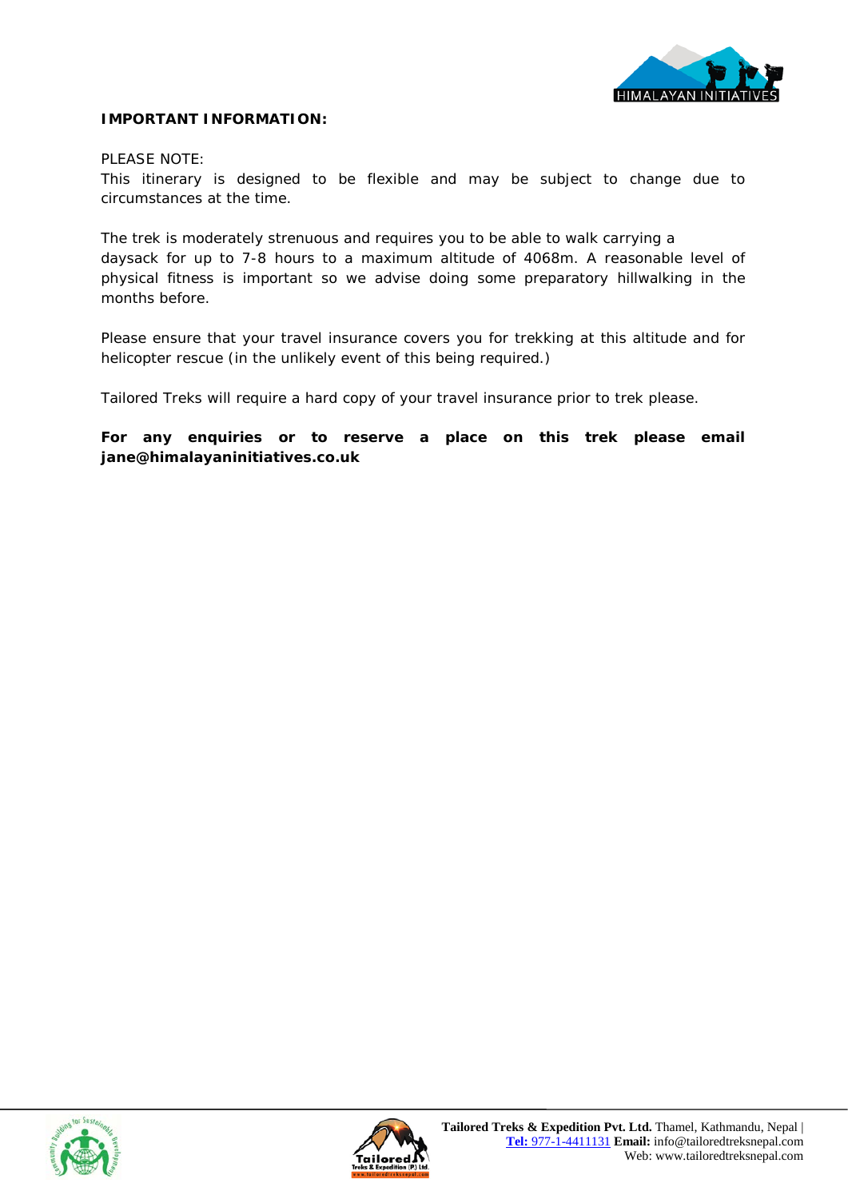**IMPORTANT INFORMATION:**

PLEASE NOTE:
This itinerary is designed to be flexible and may be subject to change due to circumstances at the time.

The trek is moderately strenuous and requires you to be able to walk carrying a daysack for up to 7-8 hours to a maximum altitude of 4068m. A reasonable level of physical fitness is important so we advise doing some preparatory hillwalking in the months before.

Please ensure that your travel insurance covers you for trekking at this altitude and for helicopter rescue (in the unlikely event of this being required.)

Tailored Treks will require a hard copy of your travel insurance prior to trek please.

**For any enquiries or to reserve a place on this trek please email jane@himalayaninitiatives.co.uk**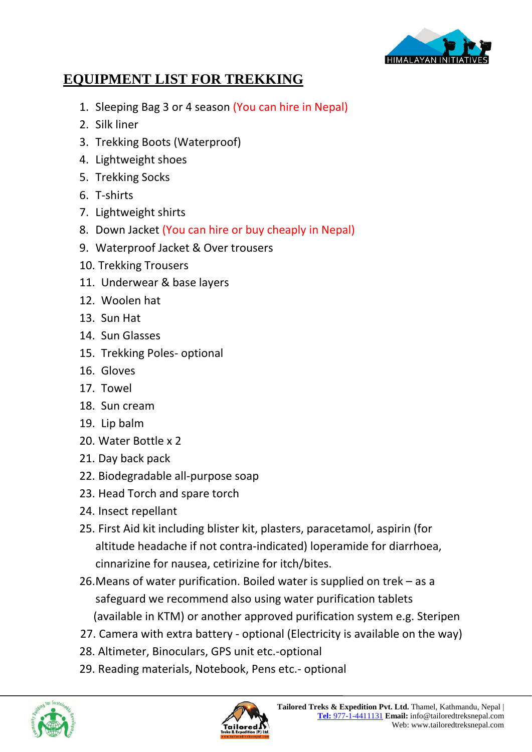# EQUIPMENT LIST FOR TREKKING

1. Sleeping Bag 3 or 4 season (You can hire in Nepal)
2. Silk liner
3. Trekking Boots (Waterproof)
4. Lightweight shoes
5. Trekking Socks
6. T-shirts
7. Lightweight shirts
8. Down Jacket (You can hire or buy cheaply in Nepal)
9. Waterproof Jacket & Over trousers
10. Trekking Trousers
11. Underwear & base layers
12. Woolen hat
13. Sun Hat
14. Sun Glasses
15. Trekking Poles- optional
16. Gloves
17. Towel
18. Sun cream
19. Lip balm
20. Water Bottle x 2
21. Day back pack
22. Biodegradable all-purpose soap
23. Head Torch and spare torch
24. Insect repellant
25. First Aid kit including blister kit, plasters, paracetamol, aspirin (for altitude headache if not contra-indicated) loperamide for diarrhoea, cinnarizine for nausea, cetirizine for itch/bites.
26. Means of water purification. Boiled water is supplied on trek – as a safeguard we recommend also using water purification tablets (available in KTM) or another approved purification system e.g. Steripen
27. Camera with extra battery - optional (Electricity is available on the way)
28. Altimeter, Binoculars, GPS unit etc.-optional
29. Reading materials, Notebook, Pens etc.- optional

**Tailored Treks & Expedition Pvt. Ltd.** Thamel, Kathmandu, Nepal | **Tel:** 977-1-4411131 **Email:** info@tailoredtreksnepal.com Web: www.tailoredtreksnepal.com